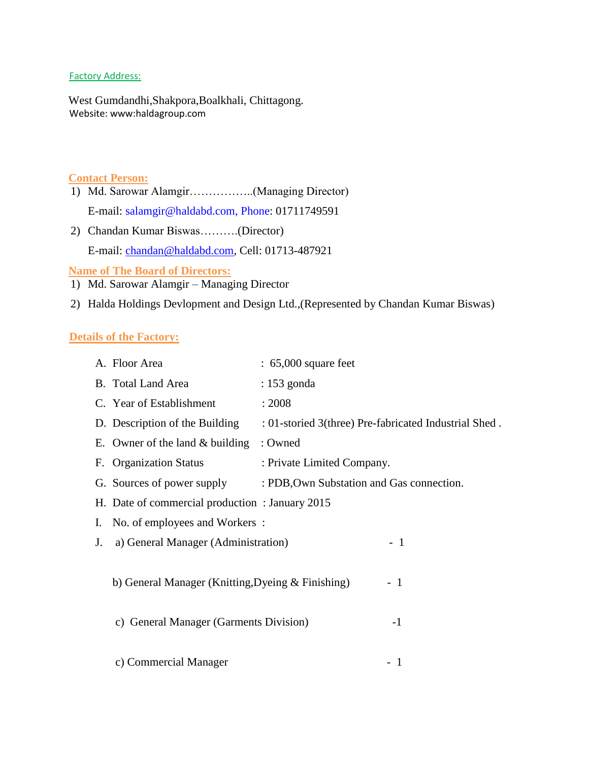Factory Address:

West Gumdandhi,Shakpora,Boalkhali, Chittagong.
Website: www:haldagroup.com

**Contact Person:**

1) Md. Sarowar Alamgir……………..(Managing Director)

   E-mail: salamgir@haldabd.com, Phone: 01711749591

2) Chandan Kumar Biswas……….(Director)

   E-mail: chandan@haldabd.com, Cell: 01713-487921

**Name of The Board of Directors:**

1) Md. Sarowar Alamgir – Managing Director
2) Halda Holdings Devlopment and Design Ltd.,(Represented by Chandan Kumar Biswas)

**Details of the Factory:**

A. Floor Area : 65,000 square feet

B. Total Land Area : 153 gonda

C. Year of Establishment : 2008

D. Description of the Building : 01-storied 3(three) Pre-fabricated Industrial Shed .

E. Owner of the land & building : Owned

F. Organization Status : Private Limited Company.

G. Sources of power supply : PDB,Own Substation and Gas connection.

H. Date of commercial production : January 2015

I. No. of employees and Workers :

J. a) General Manager (Administration) - 1

   b) General Manager (Knitting,Dyeing & Finishing) - 1

   c) General Manager (Garments Division) -1

   c) Commercial Manager - 1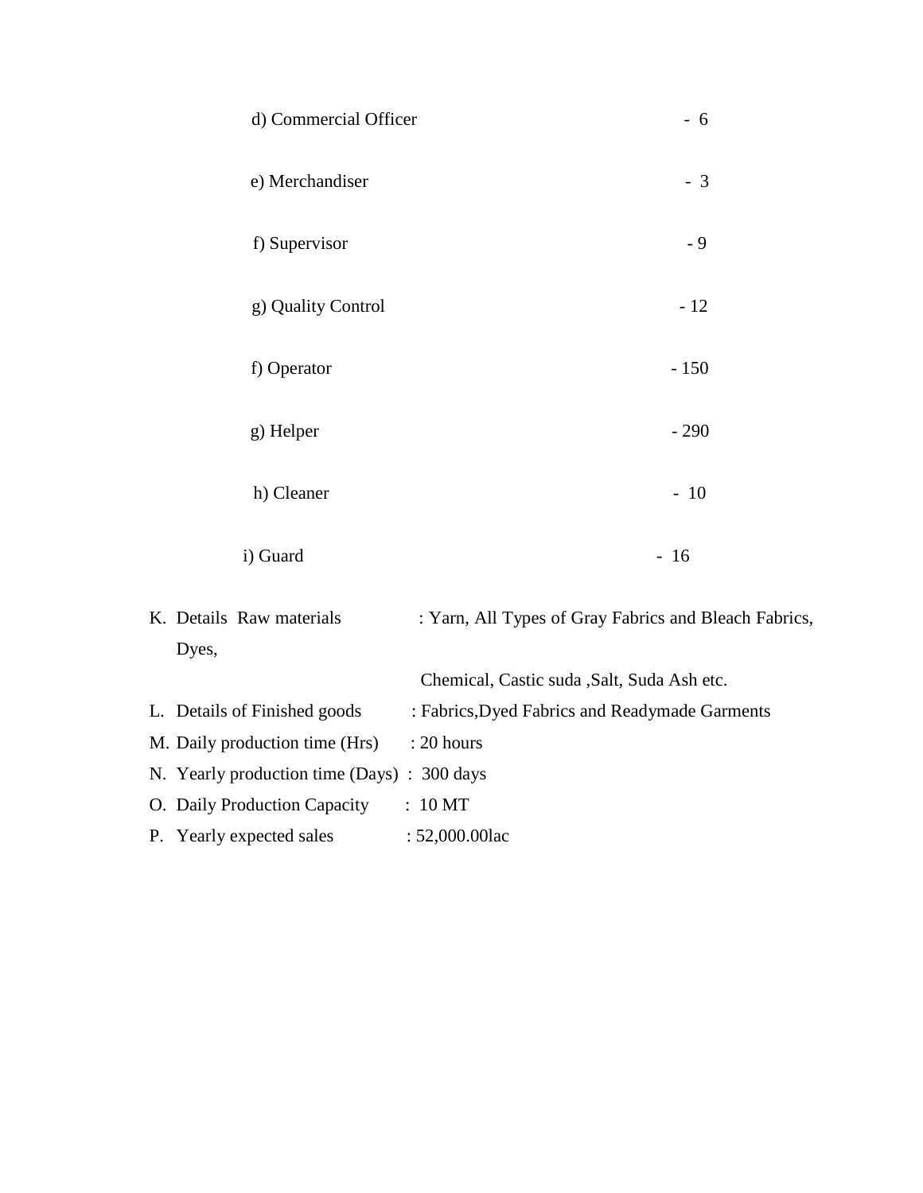d) Commercial Officer - 6

e) Merchandiser - 3

f) Supervisor - 9

g) Quality Control - 12

f) Operator - 150

g) Helper - 290

h) Cleaner - 10

i) Guard - 16

K. Details Raw materials : Yarn, All Types of Gray Fabrics and Bleach Fabrics, Dyes,
Chemical, Castic suda ,Salt, Suda Ash etc.

L. Details of Finished goods : Fabrics,Dyed Fabrics and Readymade Garments

M. Daily production time (Hrs) : 20 hours

N. Yearly production time (Days) : 300 days

O. Daily Production Capacity : 10 MT

P. Yearly expected sales : 52,000.00lac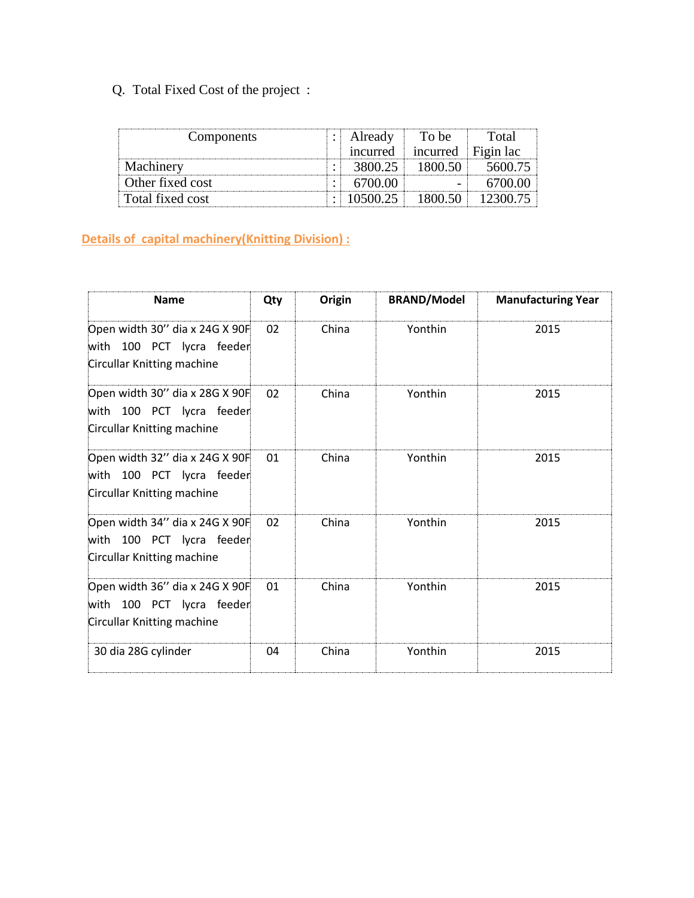Q. Total Fixed Cost of the project :

| Components | : | Already incurred | To be incurred | Total Figin lac |
|---|---|---|---|---|
| Machinery | : | 3800.25 | 1800.50 | 5600.75 |
| Other fixed cost | : | 6700.00 | - | 6700.00 |
| Total fixed cost | : | 10500.25 | 1800.50 | 12300.75 |

**Details of capital machinery(Knitting Division) :**

| Name | Qty | Origin | BRAND/Model | Manufacturing Year |
|---|---|---|---|---|
| Open width 30'' dia x 24G X 90F with 100 PCT lycra feeder Circullar Knitting machine | 02 | China | Yonthin | 2015 |
| Open width 30'' dia x 28G X 90F with 100 PCT lycra feeder Circullar Knitting machine | 02 | China | Yonthin | 2015 |
| Open width 32'' dia x 24G X 90F with 100 PCT lycra feeder Circullar Knitting machine | 01 | China | Yonthin | 2015 |
| Open width 34'' dia x 24G X 90F with 100 PCT lycra feeder Circullar Knitting machine | 02 | China | Yonthin | 2015 |
| Open width 36'' dia x 24G X 90F with 100 PCT lycra feeder Circullar Knitting machine | 01 | China | Yonthin | 2015 |
| 30 dia 28G cylinder | 04 | China | Yonthin | 2015 |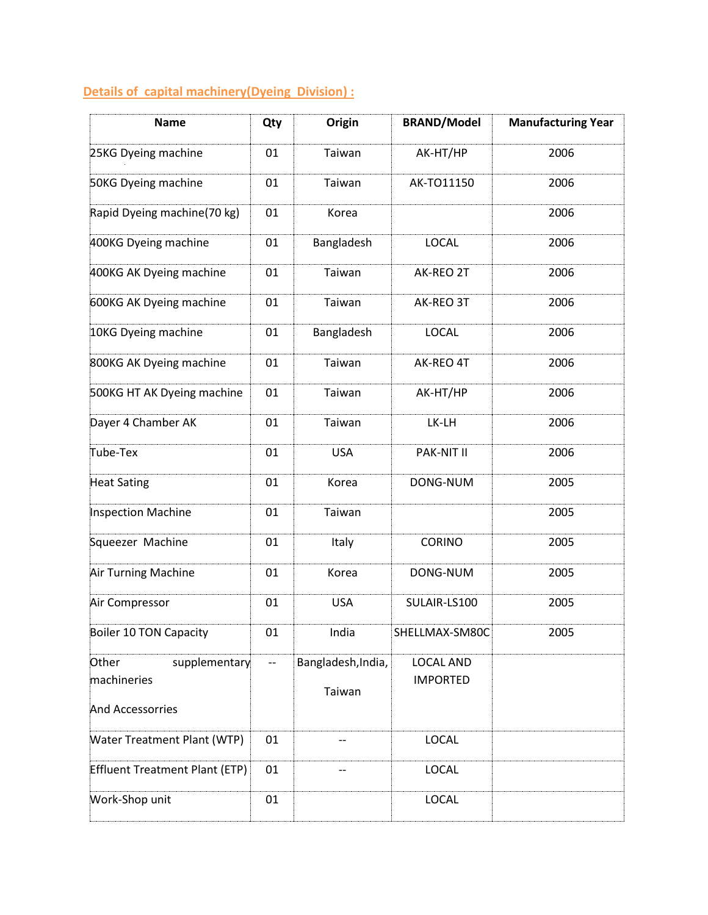**Details of capital machinery(Dyeing Division) :**

| Name | Qty | Origin | BRAND/Model | Manufacturing Year |
|---|---|---|---|---|
| 25KG Dyeing machine | 01 | Taiwan | AK-HT/HP | 2006 |
| 50KG Dyeing machine | 01 | Taiwan | AK-TO11150 | 2006 |
| Rapid Dyeing machine(70 kg) | 01 | Korea | | 2006 |
| 400KG Dyeing machine | 01 | Bangladesh | LOCAL | 2006 |
| 400KG AK Dyeing machine | 01 | Taiwan | AK-REO 2T | 2006 |
| 600KG AK Dyeing machine | 01 | Taiwan | AK-REO 3T | 2006 |
| 10KG Dyeing machine | 01 | Bangladesh | LOCAL | 2006 |
| 800KG AK Dyeing machine | 01 | Taiwan | AK-REO 4T | 2006 |
| 500KG HT AK Dyeing machine | 01 | Taiwan | AK-HT/HP | 2006 |
| Dayer 4 Chamber AK | 01 | Taiwan | LK-LH | 2006 |
| Tube-Tex | 01 | USA | PAK-NIT II | 2006 |
| Heat Sating | 01 | Korea | DONG-NUM | 2005 |
| Inspection Machine | 01 | Taiwan | | 2005 |
| Squeezer Machine | 01 | Italy | CORINO | 2005 |
| Air Turning Machine | 01 | Korea | DONG-NUM | 2005 |
| Air Compressor | 01 | USA | SULAIR-LS100 | 2005 |
| Boiler 10 TON Capacity | 01 | India | SHELLMAX-SM80C | 2005 |
| Other supplementary machineries And Accessorries | -- | Bangladesh,India, Taiwan | LOCAL AND IMPORTED | |
| Water Treatment Plant (WTP) | 01 | -- | LOCAL | |
| Effluent Treatment Plant (ETP) | 01 | -- | LOCAL | |
| Work-Shop unit | 01 | | LOCAL | |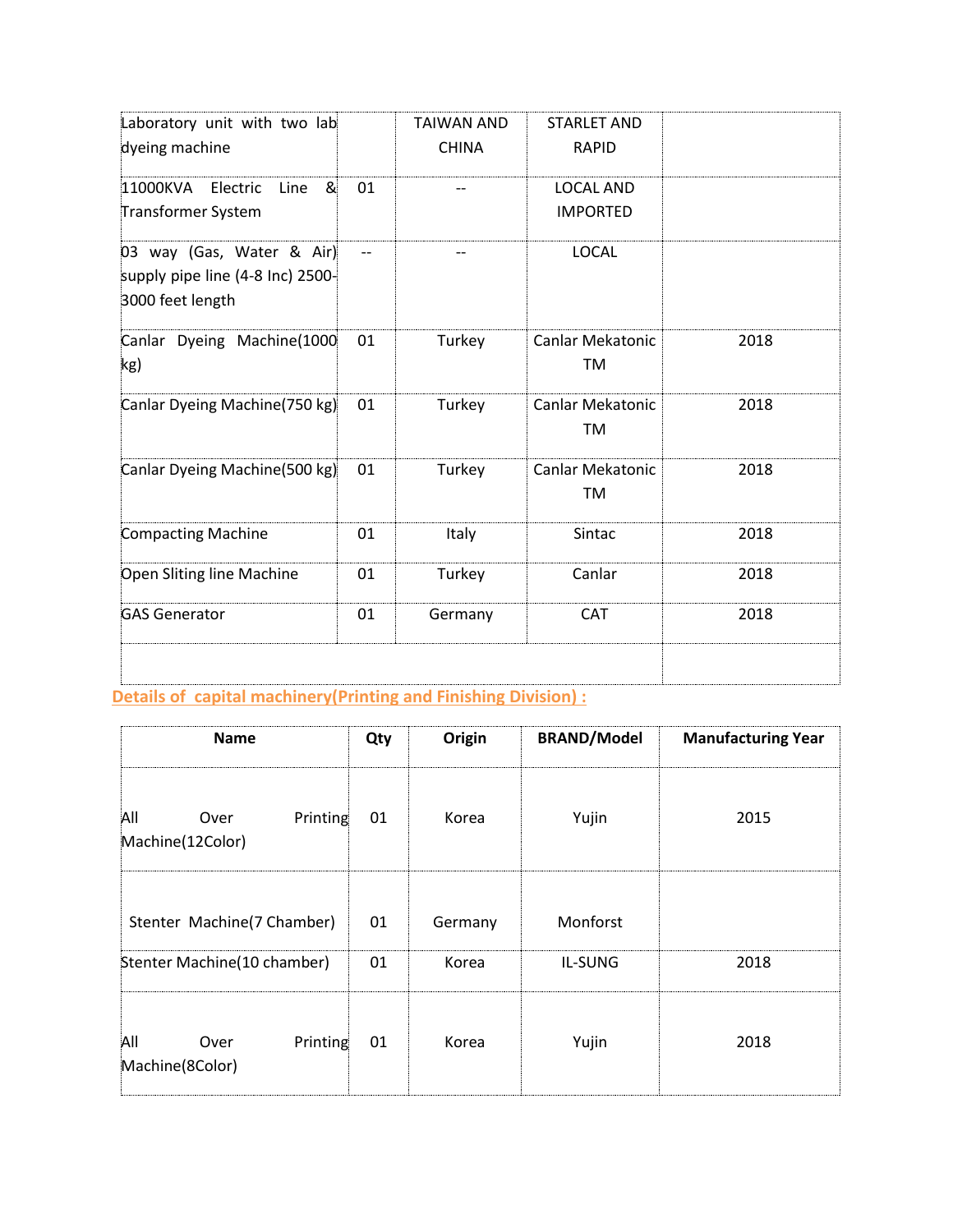| | | | | |
|---|---|---|---|---|
| Laboratory unit with two lab dyeing machine | | TAIWAN AND CHINA | STARLET AND RAPID | |
| 11000KVA Electric Line & Transformer System | 01 | -- | LOCAL AND IMPORTED | |
| 03 way (Gas, Water & Air) supply pipe line (4-8 Inc) 2500-3000 feet length | -- | -- | LOCAL | |
| Canlar Dyeing Machine(1000 kg) | 01 | Turkey | Canlar Mekatonic TM | 2018 |
| Canlar Dyeing Machine(750 kg) | 01 | Turkey | Canlar Mekatonic TM | 2018 |
| Canlar Dyeing Machine(500 kg) | 01 | Turkey | Canlar Mekatonic TM | 2018 |
| Compacting Machine | 01 | Italy | Sintac | 2018 |
| Open Sliting line Machine | 01 | Turkey | Canlar | 2018 |
| GAS Generator | 01 | Germany | CAT | 2018 |
| | | | | |

**Details of capital machinery(Printing and Finishing Division) :**

| Name | Qty | Origin | BRAND/Model | Manufacturing Year |
|---|---|---|---|---|
| All Over Printing Machine(12Color) | 01 | Korea | Yujin | 2015 |
| Stenter Machine(7 Chamber) | 01 | Germany | Monforst | |
| Stenter Machine(10 chamber) | 01 | Korea | IL-SUNG | 2018 |
| All Over Printing Machine(8Color) | 01 | Korea | Yujin | 2018 |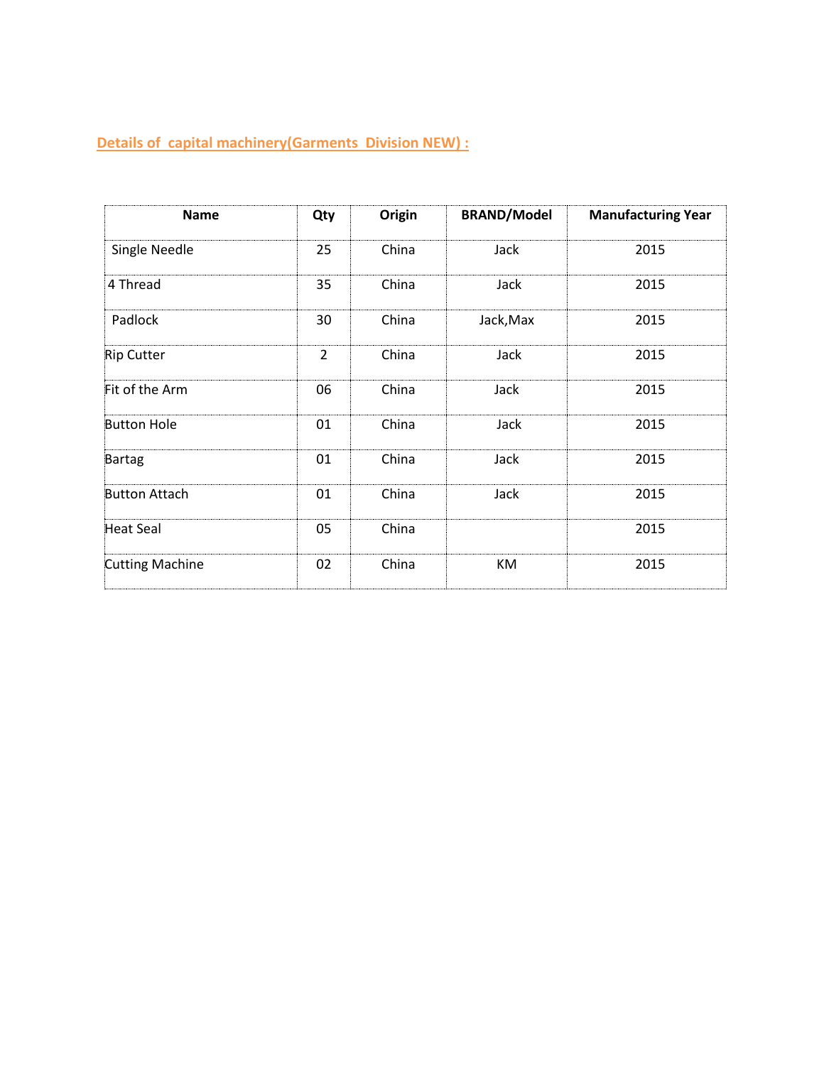**Details of capital machinery(Garments Division NEW) :**

| Name | Qty | Origin | BRAND/Model | Manufacturing Year |
|---|---|---|---|---|
| Single Needle | 25 | China | Jack | 2015 |
| 4 Thread | 35 | China | Jack | 2015 |
| Padlock | 30 | China | Jack,Max | 2015 |
| Rip Cutter | 2 | China | Jack | 2015 |
| Fit of the Arm | 06 | China | Jack | 2015 |
| Button Hole | 01 | China | Jack | 2015 |
| Bartag | 01 | China | Jack | 2015 |
| Button Attach | 01 | China | Jack | 2015 |
| Heat Seal | 05 | China | | 2015 |
| Cutting Machine | 02 | China | KM | 2015 |